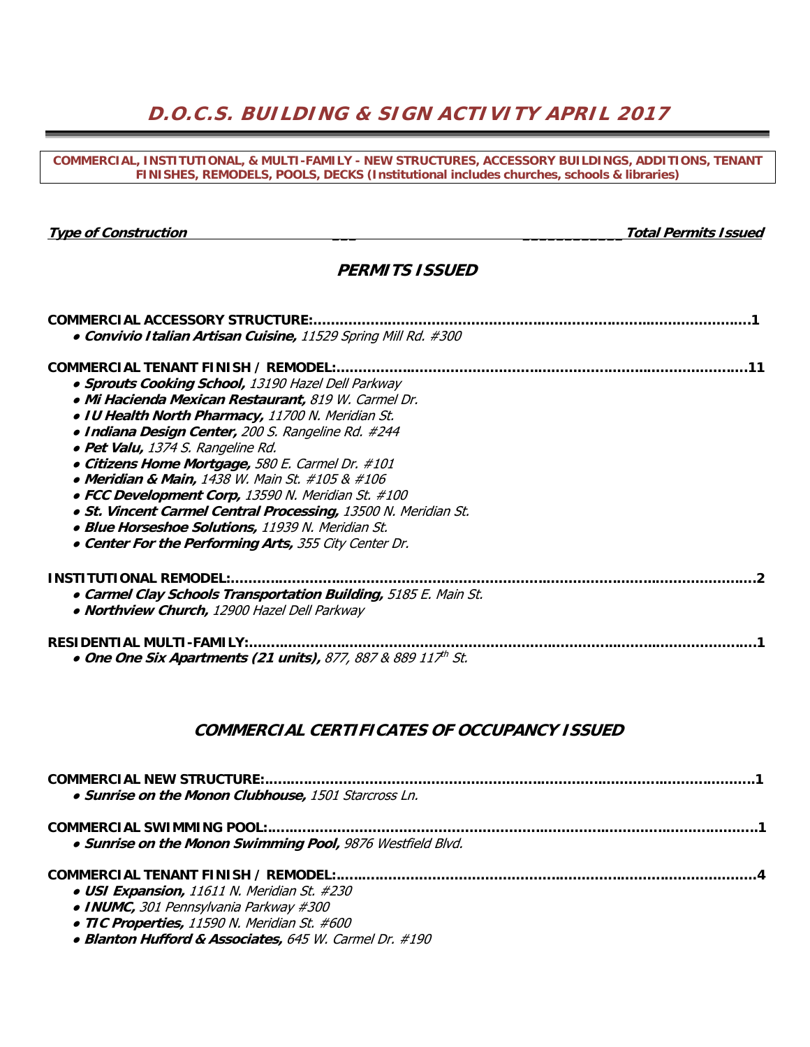# D.O.C.S. BUILDING & SIGN ACTIVITY APRIL 2017

**COMMERCIAL, INSTITUTIONAL, & MULTI-FAMILY - NEW STRUCTURES, ACCESSORY BUILDINGS, ADDITIONS, TENANT FINISHES, REMODELS, POOLS, DECKS (Institutional includes churches, schools & libraries)**

***Type of Construction*** ***Total Permits Issued***

## *PERMITS ISSUED*

**COMMERCIAL ACCESSORY STRUCTURE:......................................................................................................1**

- ***Convivio Italian Artisan Cuisine,*** *11529 Spring Mill Rd. #300*

**COMMERCIAL TENANT FINISH / REMODEL:..............................................................................................11**

- ***Sprouts Cooking School,*** *13190 Hazel Dell Parkway*
- ***Mi Hacienda Mexican Restaurant,*** *819 W. Carmel Dr.*
- ***IU Health North Pharmacy,*** *11700 N. Meridian St.*
- ***Indiana Design Center,*** *200 S. Rangeline Rd. #244*
- ***Pet Valu,*** *1374 S. Rangeline Rd.*
- ***Citizens Home Mortgage,*** *580 E. Carmel Dr. #101*
- ***Meridian & Main,*** *1438 W. Main St. #105 & #106*
- ***FCC Development Corp,*** *13590 N. Meridian St. #100*
- ***St. Vincent Carmel Central Processing,*** *13500 N. Meridian St.*
- ***Blue Horseshoe Solutions,*** *11939 N. Meridian St.*
- ***Center For the Performing Arts,*** *355 City Center Dr.*

**INSTITUTIONAL REMODEL:..........................................................................................................................2**

- ***Carmel Clay Schools Transportation Building,*** *5185 E. Main St.*
- ***Northview Church,*** *12900 Hazel Dell Parkway*

**RESIDENTIAL MULTI-FAMILY:.....................................................................................................................1**

- ***One One Six Apartments (21 units),*** *877, 887 & 889 117th St.*

## *COMMERCIAL CERTIFICATES OF OCCUPANCY ISSUED*

**COMMERCIAL NEW STRUCTURE:................................................................................................................1**

- ***Sunrise on the Monon Clubhouse,*** *1501 Starcross Ln.*

**COMMERCIAL SWIMMING POOL:..................................................................................................................1**

- ***Sunrise on the Monon Swimming Pool,*** *9876 Westfield Blvd.*

**COMMERCIAL TENANT FINISH / REMODEL:..................................................................................................4**

- ***USI Expansion,*** *11611 N. Meridian St. #230*
- ***INUMC,*** *301 Pennsylvania Parkway #300*
- ***TIC Properties,*** *11590 N. Meridian St. #600*
- ***Blanton Hufford & Associates,*** *645 W. Carmel Dr. #190*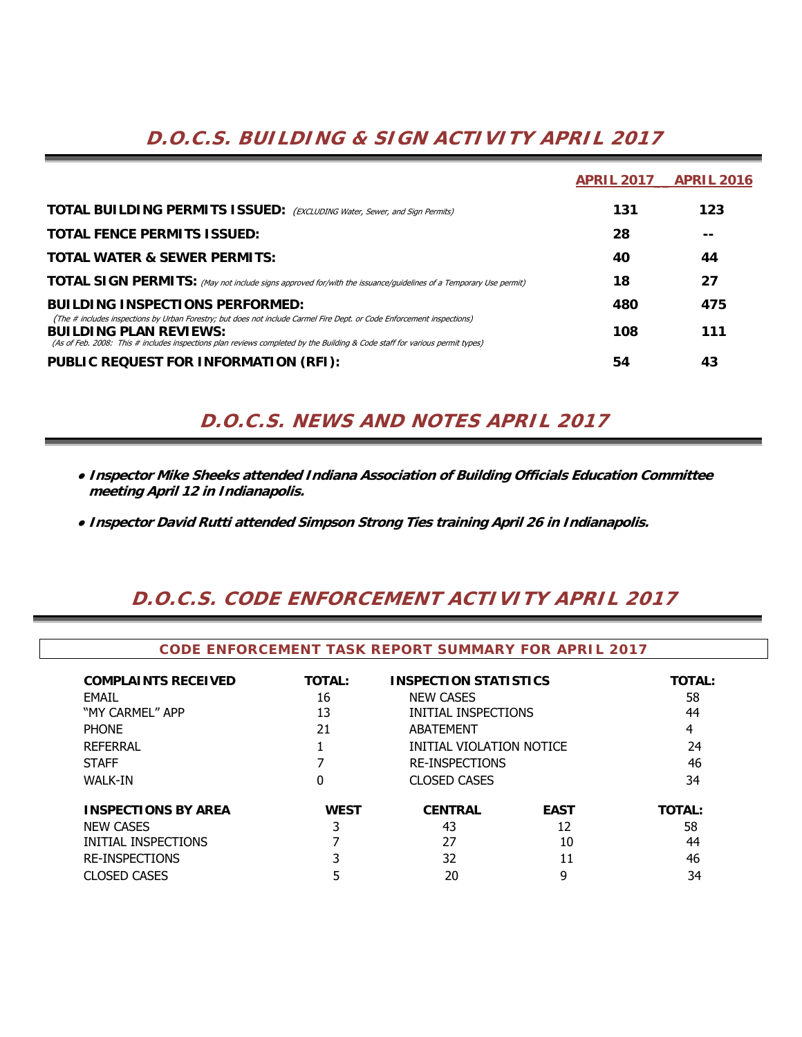## D.O.C.S. BUILDING & SIGN ACTIVITY APRIL 2017

| | APRIL 2017 | APRIL 2016 |
|---|---|---|
| **TOTAL BUILDING PERMITS ISSUED:** *(EXCLUDING Water, Sewer, and Sign Permits)* | 131 | 123 |
| **TOTAL FENCE PERMITS ISSUED:** | 28 | -- |
| **TOTAL WATER & SEWER PERMITS:** | 40 | 44 |
| **TOTAL SIGN PERMITS:** *(May not include signs approved for/with the issuance/guidelines of a Temporary Use permit)* | 18 | 27 |
| **BUILDING INSPECTIONS PERFORMED:** *(The # includes inspections by Urban Forestry; but does not include Carmel Fire Dept. or Code Enforcement inspections)* | 480 | 475 |
| **BUILDING PLAN REVIEWS:** *(As of Feb. 2008: This # includes inspections plan reviews completed by the Building & Code staff for various permit types)* | 108 | 111 |
| **PUBLIC REQUEST FOR INFORMATION (RFI):** | 54 | 43 |

## D.O.C.S. NEWS AND NOTES APRIL 2017

- ***Inspector Mike Sheeks attended Indiana Association of Building Officials Education Committee meeting April 12 in Indianapolis.***
- ***Inspector David Rutti attended Simpson Strong Ties training April 26 in Indianapolis.***

## D.O.C.S. CODE ENFORCEMENT ACTIVITY APRIL 2017

### CODE ENFORCEMENT TASK REPORT SUMMARY FOR APRIL 2017

| COMPLAINTS RECEIVED | TOTAL: | INSPECTION STATISTICS | TOTAL: |
|---|---|---|---|
| EMAIL | 16 | NEW CASES | 58 |
| "MY CARMEL" APP | 13 | INITIAL INSPECTIONS | 44 |
| PHONE | 21 | ABATEMENT | 4 |
| REFERRAL | 1 | INITIAL VIOLATION NOTICE | 24 |
| STAFF | 7 | RE-INSPECTIONS | 46 |
| WALK-IN | 0 | CLOSED CASES | 34 |

| INSPECTIONS BY AREA | WEST | CENTRAL | EAST | TOTAL: |
|---|---|---|---|---|
| NEW CASES | 3 | 43 | 12 | 58 |
| INITIAL INSPECTIONS | 7 | 27 | 10 | 44 |
| RE-INSPECTIONS | 3 | 32 | 11 | 46 |
| CLOSED CASES | 5 | 20 | 9 | 34 |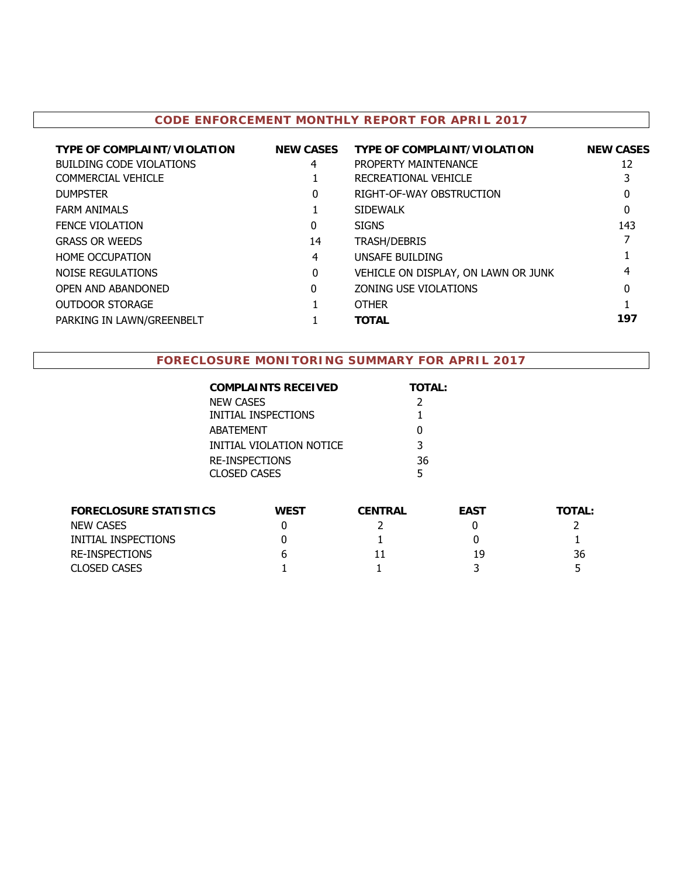## CODE ENFORCEMENT MONTHLY REPORT FOR APRIL 2017

| TYPE OF COMPLAINT/VIOLATION | NEW CASES | TYPE OF COMPLAINT/VIOLATION | NEW CASES |
|---|---|---|---|
| BUILDING CODE VIOLATIONS | 4 | PROPERTY MAINTENANCE | 12 |
| COMMERCIAL VEHICLE | 1 | RECREATIONAL VEHICLE | 3 |
| DUMPSTER | 0 | RIGHT-OF-WAY OBSTRUCTION | 0 |
| FARM ANIMALS | 1 | SIDEWALK | 0 |
| FENCE VIOLATION | 0 | SIGNS | 143 |
| GRASS OR WEEDS | 14 | TRASH/DEBRIS | 7 |
| HOME OCCUPATION | 4 | UNSAFE BUILDING | 1 |
| NOISE REGULATIONS | 0 | VEHICLE ON DISPLAY, ON LAWN OR JUNK | 4 |
| OPEN AND ABANDONED | 0 | ZONING USE VIOLATIONS | 0 |
| OUTDOOR STORAGE | 1 | OTHER | 1 |
| PARKING IN LAWN/GREENBELT | 1 | **TOTAL** | **197** |

## FORECLOSURE MONITORING SUMMARY FOR APRIL 2017

| COMPLAINTS RECEIVED | TOTAL: |
|---|---|
| NEW CASES | 2 |
| INITIAL INSPECTIONS | 1 |
| ABATEMENT | 0 |
| INITIAL VIOLATION NOTICE | 3 |
| RE-INSPECTIONS | 36 |
| CLOSED CASES | 5 |

| FORECLOSURE STATISTICS | WEST | CENTRAL | EAST | TOTAL: |
|---|---|---|---|---|
| NEW CASES | 0 | 2 | 0 | 2 |
| INITIAL INSPECTIONS | 0 | 1 | 0 | 1 |
| RE-INSPECTIONS | 6 | 11 | 19 | 36 |
| CLOSED CASES | 1 | 1 | 3 | 5 |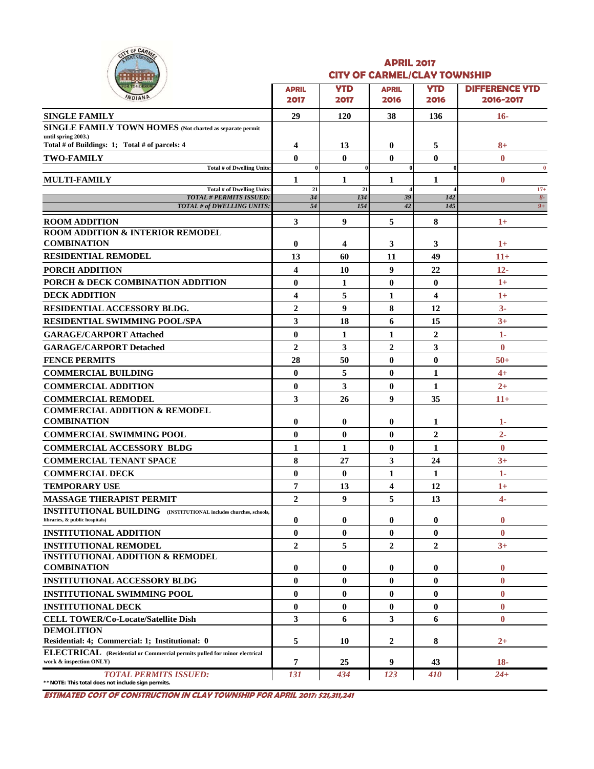## APRIL 2017
## CITY OF CARMEL/CLAY TOWNSHIP

| | APRIL 2017 | YTD 2017 | APRIL 2016 | YTD 2016 | DIFFERENCE YTD 2016-2017 |
|---|---|---|---|---|---|
| **SINGLE FAMILY** | 29 | 120 | 38 | 136 | 16- |
| **SINGLE FAMILY TOWN HOMES** (Not charted as separate permit until spring 2003.) Total # of Buildings: 1; Total # of parcels: 4 | 4 | 13 | 0 | 5 | 8+ |
| **TWO-FAMILY** | 0 | 0 | 0 | 0 | 0 |
| Total # of Dwelling Units: | 0 | 0 | 0 | 0 | 0 |
| **MULTI-FAMILY** | 1 | 1 | 1 | 1 | 0 |
| Total # of Dwelling Units: | 21 | 21 | 4 | 4 | 17+ |
| *TOTAL # PERMITS ISSUED:* | *34* | *134* | *39* | *142* | *8-* |
| *TOTAL # of DWELLING UNITS:* | *54* | *154* | *42* | *145* | *9+* |
| **ROOM ADDITION** | 3 | 9 | 5 | 8 | 1+ |
| **ROOM ADDITION & INTERIOR REMODEL COMBINATION** | 0 | 4 | 3 | 3 | 1+ |
| **RESIDENTIAL REMODEL** | 13 | 60 | 11 | 49 | 11+ |
| **PORCH ADDITION** | 4 | 10 | 9 | 22 | 12- |
| **PORCH & DECK COMBINATION ADDITION** | 0 | 1 | 0 | 0 | 1+ |
| **DECK ADDITION** | 4 | 5 | 1 | 4 | 1+ |
| **RESIDENTIAL ACCESSORY BLDG.** | 2 | 9 | 8 | 12 | 3- |
| **RESIDENTIAL SWIMMING POOL/SPA** | 3 | 18 | 6 | 15 | 3+ |
| **GARAGE/CARPORT Attached** | 0 | 1 | 1 | 2 | 1- |
| **GARAGE/CARPORT Detached** | 2 | 3 | 2 | 3 | 0 |
| **FENCE PERMITS** | 28 | 50 | 0 | 0 | 50+ |
| **COMMERCIAL BUILDING** | 0 | 5 | 0 | 1 | 4+ |
| **COMMERCIAL ADDITION** | 0 | 3 | 0 | 1 | 2+ |
| **COMMERCIAL REMODEL** | 3 | 26 | 9 | 35 | 11+ |
| **COMMERCIAL ADDITION & REMODEL COMBINATION** | 0 | 0 | 0 | 1 | 1- |
| **COMMERCIAL SWIMMING POOL** | 0 | 0 | 0 | 2 | 2- |
| **COMMERCIAL ACCESSORY BLDG** | 1 | 1 | 0 | 1 | 0 |
| **COMMERCIAL TENANT SPACE** | 8 | 27 | 3 | 24 | 3+ |
| **COMMERCIAL DECK** | 0 | 0 | 1 | 1 | 1- |
| **TEMPORARY USE** | 7 | 13 | 4 | 12 | 1+ |
| **MASSAGE THERAPIST PERMIT** | 2 | 9 | 5 | 13 | 4- |
| **INSTITUTIONAL BUILDING** (INSTITUTIONAL includes churches, schools, libraries, & public hospitals) | 0 | 0 | 0 | 0 | 0 |
| **INSTITUTIONAL ADDITION** | 0 | 0 | 0 | 0 | 0 |
| **INSTITUTIONAL REMODEL** | 2 | 5 | 2 | 2 | 3+ |
| **INSTITUTIONAL ADDITION & REMODEL COMBINATION** | 0 | 0 | 0 | 0 | 0 |
| **INSTITUTIONAL ACCESSORY BLDG** | 0 | 0 | 0 | 0 | 0 |
| **INSTITUTIONAL SWIMMING POOL** | 0 | 0 | 0 | 0 | 0 |
| **INSTITUTIONAL DECK** | 0 | 0 | 0 | 0 | 0 |
| **CELL TOWER/Co-Locate/Satellite Dish** | 3 | 6 | 3 | 6 | 0 |
| **DEMOLITION** Residential: 4; Commercial: 1; Institutional: 0 | 5 | 10 | 2 | 8 | 2+ |
| **ELECTRICAL** (Residential or Commercial permits pulled for minor electrical work & inspection ONLY) | 7 | 25 | 9 | 43 | 18- |
| *TOTAL PERMITS ISSUED:* | *131* | *434* | *123* | *410* | *24+* |

**NOTE: This total does not include sign permits.

***ESTIMATED COST OF CONSTRUCTION IN CLAY TOWNSHIP FOR APRIL 2017: $21,311,241***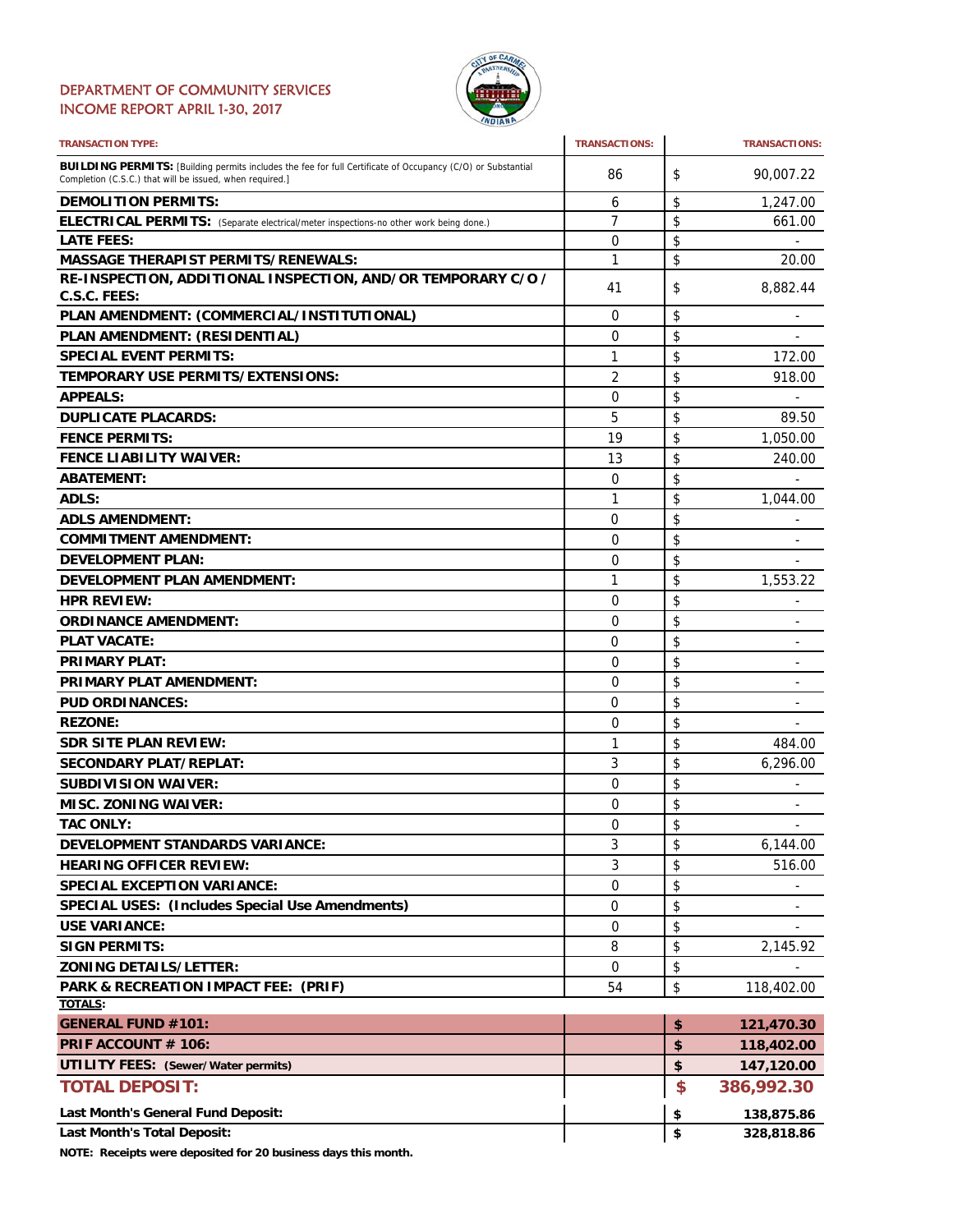DEPARTMENT OF COMMUNITY SERVICES
INCOME REPORT APRIL 1-30, 2017

| TRANSACTION TYPE: | TRANSACTIONS: | TRANSACTIONS: |
|---|---|---|
| **BUILDING PERMITS:** [Building permits includes the fee for full Certificate of Occupancy (C/O) or Substantial Completion (C.S.C.) that will be issued, when required.] | 86 | $ 90,007.22 |
| **DEMOLITION PERMITS:** | 6 | $ 1,247.00 |
| **ELECTRICAL PERMITS:** (Separate electrical/meter inspections-no other work being done.) | 7 | $ 661.00 |
| **LATE FEES:** | 0 | $ - |
| **MASSAGE THERAPIST PERMITS/RENEWALS:** | 1 | $ 20.00 |
| **RE-INSPECTION, ADDITIONAL INSPECTION, AND/OR TEMPORARY C/O / C.S.C. FEES:** | 41 | $ 8,882.44 |
| **PLAN AMENDMENT: (COMMERCIAL/INSTITUTIONAL)** | 0 | $ - |
| **PLAN AMENDMENT: (RESIDENTIAL)** | 0 | $ - |
| **SPECIAL EVENT PERMITS:** | 1 | $ 172.00 |
| **TEMPORARY USE PERMITS/EXTENSIONS:** | 2 | $ 918.00 |
| **APPEALS:** | 0 | $ - |
| **DUPLICATE PLACARDS:** | 5 | $ 89.50 |
| **FENCE PERMITS:** | 19 | $ 1,050.00 |
| **FENCE LIABILITY WAIVER:** | 13 | $ 240.00 |
| **ABATEMENT:** | 0 | $ - |
| **ADLS:** | 1 | $ 1,044.00 |
| **ADLS AMENDMENT:** | 0 | $ - |
| **COMMITMENT AMENDMENT:** | 0 | $ - |
| **DEVELOPMENT PLAN:** | 0 | $ - |
| **DEVELOPMENT PLAN AMENDMENT:** | 1 | $ 1,553.22 |
| **HPR REVIEW:** | 0 | $ - |
| **ORDINANCE AMENDMENT:** | 0 | $ - |
| **PLAT VACATE:** | 0 | $ - |
| **PRIMARY PLAT:** | 0 | $ - |
| **PRIMARY PLAT AMENDMENT:** | 0 | $ - |
| **PUD ORDINANCES:** | 0 | $ - |
| **REZONE:** | 0 | $ - |
| **SDR SITE PLAN REVIEW:** | 1 | $ 484.00 |
| **SECONDARY PLAT/REPLAT:** | 3 | $ 6,296.00 |
| **SUBDIVISION WAIVER:** | 0 | $ - |
| **MISC. ZONING WAIVER:** | 0 | $ - |
| **TAC ONLY:** | 0 | $ - |
| **DEVELOPMENT STANDARDS VARIANCE:** | 3 | $ 6,144.00 |
| **HEARING OFFICER REVIEW:** | 3 | $ 516.00 |
| **SPECIAL EXCEPTION VARIANCE:** | 0 | $ - |
| **SPECIAL USES: (Includes Special Use Amendments)** | 0 | $ - |
| **USE VARIANCE:** | 0 | $ - |
| **SIGN PERMITS:** | 8 | $ 2,145.92 |
| **ZONING DETAILS/LETTER:** | 0 | $ - |
| **PARK & RECREATION IMPACT FEE: (PRIF)** | 54 | $ 118,402.00 |
| **TOTALS:** | | |
| **GENERAL FUND #101:** | | **$ 121,470.30** |
| **PRIF ACCOUNT # 106:** | | **$ 118,402.00** |
| **UTILITY FEES: (Sewer/Water permits)** | | **$ 147,120.00** |
| **TOTAL DEPOSIT:** | | **$ 386,992.30** |
| **Last Month's General Fund Deposit:** | | **$ 138,875.86** |
| **Last Month's Total Deposit:** | | **$ 328,818.86** |

**NOTE: Receipts were deposited for 20 business days this month.**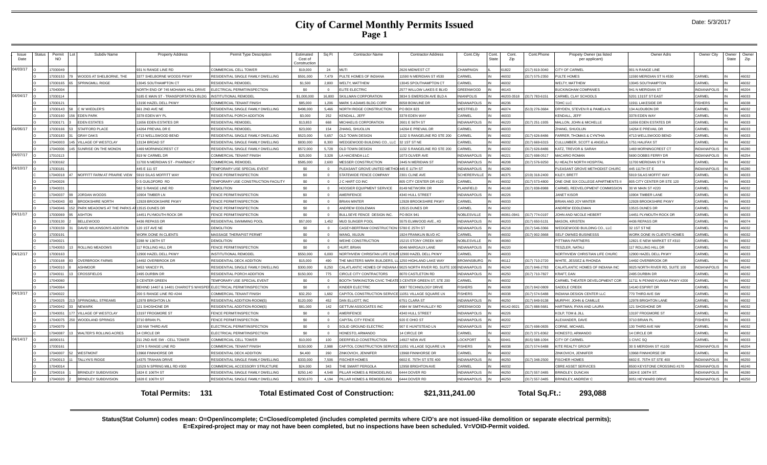# City of Carmel Monthly Permits Issued

## Page 1

Date: 5/3/2017

| Issue Date | Status | Permit NO | Lot | Subdiv Name | Property Address | Permit Type Description | Estimated Cost of Construction | Sq Ft | Contractor Name | Contractor Address | Cont.City | Cont. State | Cont. Zip | Cont.Phone | Propety Owner (as listed per applicant) | Owner Adrs | Owner City | Owner State | Owner Zip |
|---|---|---|---|---|---|---|---|---|---|---|---|---|---|---|---|---|---|---|---|
| 04/03/17 | O | 17030049 | | | 931 N RANGE LINE RD | COMMERCIAL CELL TOWER | $19,000 | 24 | MUTI | 2626 MIDWEST CT | CHAMPAIGN | IL | 61822 | (217) 819-3040 | CITY OF CARMEL | 901 N RANGE LINE | | | |
| | O | 17030153 | 79 | WOODS AT SHELBORNE, THE | 3377 SHELBORNE WOODS PKWY | RESIDENTIAL SINGLE FAMILY DWELLING | $591,000 | 7,479 | PULTE HOMES OF INDIANA | 11590 N MERIDIAN ST #530 | CARMEL | IN | 46032 | (317) 575-2350 | PULTE HOMES | 11590 MERIDIAN ST N #530 | CARMEL | IN | 46032 |
| | O | 17030165 | 65 | SPRINGMILL RIDGE | 13045 SOUTHAMPTON CT | RESIDENTIAL REMODEL | $1,500 | 2,800 | WELTY, MATTHEW | 13045 SPOUTHAMPTON CT | CARMEL | IN | 46032 | | WELTY, MATTHEW | 13045 SOUTHAMPTON | CARMEL | IN | 46032 |
| | O | 17040004 | | | NORTH END OF 745 MOHAWK HILL DRIVE | ELECTRICAL PERMIT/INSPECTION | $0 | 0 | ELITE ELECTRIC | 2577 WILLOW LAKES E BLVD | GREENWOOD | IN | 46143 | | BUCKINGHAM COMPANIES | 941 N MERIDIAN ST | INDIANAPOLIS | IN | 46204 |
| 04/04/17 | O | 17030114 | | | 5185 E MAIN ST - TRANSPORTATION BLDG | INSTITUTIONAL REMODEL | $1,000,000 | 16,800 | SKILLMAN CORPORATION | 3834 S EMERSON AVE BLD A | INIANPOLIS | IN | 46203-3518 | (317) 783-6151 | CARMEL CLAY SCHOOLS | 5201 131ST ST EAST | CARMEL | IN | 46033 |
| | O | 17030121 | | | 13190 HAZEL DELL PKWY | COMMERCIAL TENANT FINISH | $85,000 | 1,206 | MARK S ADAMS BLDG CORP | 8058 BOWLINE DR | INDIANAPOLIS | IN | 46236 | | TDHC LLC | 11911 LAKESIDE DR | FISHERS | IN | 46038 |
| | O | 17030143 | 58 | C W WIEDLER'S | 661 2ND AVE NE | RESIDENTIAL SINGLE FAMILY DWELLING | $498,000 | 5,466 | NORTH RIDGE CONSTRUCTION | PO BOX 823 | WESTFIELD | IN | 46074 | (513) 276-3684 | DRYDEN, STEVEN R & PAMELA N | 134 AUDUBON DR | CARMEL | IN | 46032 |
| | O | 17030160 | 156 | EDEN PARK | 3378 EDEN WY PL | RESIDENTIAL PORCH ADDITION | $3,000 | 252 | KENDALL, JEFF | 3378 EDEN WAY | CARMEL | IN | 46033 | | KENDALL, JEFF | 3378 EDEN WAY | CARMEL | IN | 46033 |
| | O | 17030171 | 3 | EDEN ESTATES | 11656 EDEN ESTATES DR | RESIDENTIAL REMODEL | $13,853 | 668 | MICHAELIS CORPORATION | 2601 E 56TH ST | INDIANAPOLIS | IN | 46220 | (317) 251-1935 | MALLON, JOHN & MICHELLE | 11656 EDEN ESTATES DR | CARMEL | IN | 46033 |
| 04/06/17 | O | 17030166 | 53 | STAFFORD PLACE | 14264 PREVAIL DR E | RESIDENTIAL REMODEL | $23,000 | 154 | ZHANG, SHUOLUN | 14264 E PREVAIL DR | CARMEL | IN | 46033 | | ZHANG, SHUOLUN | 14264 E PREVAIL DR | CARMEL | IN | 46033 |
| | O | 17030183 | 31 | GRAY OAKS | 4713 WELLSWOOD BEND | RESIDENTIAL SINGLE FAMILY DWELLING | $523,000 | 5,657 | OLD TOWN DESIGN | 1132 S RANGELINE RD STE 200 | CARMEL | IN | 46032 | (317) 626-8486 | FARRER, THOMAS & CYNTHIA | 4713 WELLSWOOD BEND | CARMEL | IN | 46033 |
| | O | 17040003 | 145 | VILLAGE OF WESTCLAY | 13134 BROAD ST | RESIDENTIAL SINGLE FAMILY DWELLING | $830,000 | 8,300 | WEDGEWOOD BUILDING CO., LLC | 32 1ST ST NE | CARMEL | IN | 46032 | (317) 669-6315 | CULLUMBER, SCOTT & ANGELA | 1751 HALIFAX ST | CARMEL | IN | 46032 |
| | O | 17040006 | 145 | SUNRISE ON THE MONON | 1469 MORNINGCREST CT | RESIDENTIAL SINGLE FAMILY DWELLING | $572,000 | 5,728 | OLD TOWN DESIGN | 1132 S RANGELINE RD STE 200 | CARMEL | IN | 46032 | (317) 626-8486 | KATZ, TREVOR & SARAH | 1469 MORNINGCREST CT | INDIANAPOLIS | IN | 46280 |
| 04/07/17 | O | 17010113 | | | 819 W CARMEL DR | COMMERCIAL TENANT FINISH | $25,000 | 3,328 | LA HACIENDA LLC | 1073 OLIVER AVE | INDIANAPOLIS | IN | 46221 | (317) 698-0517 | MACARIO ROMAN | 5690 DOBBS FERRY DR | INDIANAPOLIS | IN | 46254 |
| | O | 17030162 | | | 11700 N MERIDIAN ST - PHARMACY | COMMERCIAL REMODEL | $585,000 | 2,600 | MESSER CONSTRUCTION | 2445 N MERIDIAN ST | INDIANAPOLIS | IN | 46208 | (317) 576-9250 | IU HEALTH NORTH HOSPITAL | 11700 MERIDIAN ST N | CARMEL | IN | 46032 |
| 04/10/17 | O | 17030181 | | | 445 E 111 ST | TEMPORARY USE SPECIAL EVENT | $0 | 0 | PLEASANT GROVE UNITED METHODI | 445 E 11TH ST | INDIANAPOLIS | IN | 46280 | | PLEASANT GROVE METHODIST CHURC | 445 111TH ST E | INDIANAPOLIS | IN | 46280 |
| | C | 17040018 | 47 | MOFFITT FARM AT PRAIRIE VIEW | 5919 SILAS MOFFITT WAY | FENCE PERMIT/INSPECTION | $0 | 0 | STATEWIDE FENCE COMPANY | 2301 CLINE AVE | SCHERERVILLE | IN | 46375 | (219) 318-2400 | KILEY, BRETT | 5919 SILAS MOFFIT WAY | CARMEL | IN | 46033 |
| | O | 17040026 | | | 0 S GUILDFORD RD | TEMPORARY USE CONSTRUCTION FACILITY | $0 | 0 | J C HART CO INC | 805 CITY CENTER DR #120 | CARMEL | IN | 46032 | (317) 573-4800 | ONE ONE SIX COLLEGE APARTMENTS II | 805 CITY CENTER DR STE 120 | CARMEL | IN | 46033 |
| | O | 17040031 | | | 582 S RANGE LINE RD | DEMOLITION | $0 | 0 | HOOSIER EQUIPMENT SERVICE | 8149 NETWORK DR | PLAINFIELD | IN | 46168 | (317) 838-8988 | CARMEL REDVELOPMENT COMMISSION | 30 W MAIN ST #220 | CARMEL | IN | 46032 |
| | C | 17040037 | 99 | JORDAN WOODS | 10904 TIMBER LN | FENCE PERMIT/INSPECTION | $0 | 0 | AMERIFENCE | 4340 HULL STREET | INDIANAPOLIS | IN | 46226 | | JANET KISOR | 10904 TIMBER LANE | CARMEL | IN | 46032 |
| | C | 17040043 | 83 | BROOKSHIRE NORTH | 12928 BROOKSHIRE PKWY | FENCE PERMIT/INSPECTION | $0 | 0 | BRIAN MINTER | 12928 BROOKSHIRE PKWY | CARMEL | IN | 46033 | | BRIAN AND JOY MINTER | 12928 BROOKSHIRE PKWY | CARMEL | IN | 46033 |
| | O | 17040046 | 152 | PARK MEADOWS AT THE PARKS AT | 13515 DUNES DR | FENCE PERMIT/INSPECTION | $0 | 0 | ANDREW EDDLEMAN | 13515 DUNES DR | CARMEL | IN | 46032 | | ANDREW EDDLEMAN | 13515 DUNES DR | CARMEL | IN | 46032 |
| 04/11/17 | O | 17030069 | 95 | ASHTON | 14451 PLYMOUTH ROCK DR | FENCE PERMIT/INSPECTION | $0 | 0 | BULLSEYE FENCE DESIGN INC. | PO BOX 941 | NOBLESVILLE | IN | 46061-0941 | (317) 774-0197 | JOHN AND NICOLE HEBERT | 14451 PLYMOUTH ROCK DR | CARMEL | IN | 46033 |
| | O | 17030130 | 2 | BELLEWOOD | 4436 REPASS DR | RESIDENTIAL SWIMMING POOL | $57,000 | 1,452 | MUD SLINGER POOL | 5575 ELMWOOD AVE., #D | INDIANAPOLIS | IN | 46203 | (317) 650-5131 | MASON, KRISTEN | 4436 REPASS DR | CARMEL | IN | 46074 |
| | O | 17030159 | 31 | DAVID WILKINSON'S ADDITION | 120 1ST AVE NE | DEMOLITION | $0 | 0 | CASEY-BERTRAM CONSTRUCTION | 5780 E 25TH ST | INDIANAPOLIS | IN | 46218 | (317) 546-3366 | WEDGEWOOD BUILDING CO., LLC | 32 1ST ST NE | CARMEL | IN | 46032 |
| | O | 17030191 | | | WORK DONE IN CLIENTS | MASSAGE THERAPIST PERMIT | $0 | 0 | WANG, XIUJUN | 1924 FRANKLIN BLVD #C | CARMEL | IN | 46032 | (317) 902-3668 | SELF OWNED BUSINESSS | WORK DONE IN CLIENTS HOMES | CARMEL | IN | 46032 |
| | O | 17040021 | | | 2288 W 136TH ST | DEMOLITION | $0 | 0 | WEIHE CONSTRUCTION | 15215 STONY CREEK WAY | NOBLESVILLE | IN | 46060 | | PITTMAN PARTNERS | 12821 E NEW MARKET ST #310 | CARMEL | IN | 46032 |
| | C | 17040053 | 13 | ROLLING MEADOWS | 117 ROLLING HILL DR | FENCE PERMIT/INSPECTION | $0 | 0 | HURT, BRIAN | 6046 MARGAUX LANE | INDIANAPOLIS | IN | 46220 | | TESZLER, NATALI | 117 ROLLING HILL DR | CARMEL | IN | 46032 |
| 04/12/17 | O | 17030163 | | | 12900 HAZEL DELL PKWY | INSTITUTIONAL REMODEL | $550,000 | 6,000 | NORTHVIEW CHRISITAN LIFE CHUR | 12900 HAZEL DELL PKWY | CARMEL | IN | 46033 | | NORTHVIEW CHRISTIAN LIFE CHURC | 12900 HAZEL DELL PKWY | CARMEL | IN | 46033 |
| | O | 17030168 | 83 | OVERBROOK FARMS | 14492 OVERBROOK DR | RESIDENTIAL DECK ADDITION | $15,000 | 490 | THE MASTERS MARK BUILDERS, LL | 1250 HIGHLAND LAKE WAY | BROWNSBURG | IN | 46112 | (317) 710-2720 | WHITE, JESSEZ & RHONDA | 14492 OVERBROOK DR | CARMEL | IN | 46032 |
| | O | 17040010 | 8 | ASHMOOR | 3453 YANCEY PL | RESIDENTIAL SINGLE FAMILY DWELLING | $300,000 | 8,250 | CALATLANTIC HOMES OF INDIANA I | 9025 NORTH RIVER RD, SUITE 100 | INDIANAPOLIS | IN | 46240 | (317) 846-2783 | CALATLANTIC HOMES OF INDIANA INC | 9025 NORTH RIVER RD, SUITE 100 | INDIANAPOLIS | IN | 46240 |
| | O | 17040011 | 13 | CROSSFIELDS | 2495 DURBIN DR | RESIDENTIAL PORCH ADDITION | $150,000 | 775 | CIRCLE CITY CONTRACTORS | 8070 CASTLETON RD | INDIANAPOLIS | IN | 46250 | (317) 710-7827 | KRAFT, DAN | 2495 DURBIN DR | CARMEL | IN | 46032 |
| | O | 17040060 | | | 3 CENTER GREEN | TEMPORARY USE SPECIAL EVENT | $0 | 0 | BOOTH TARKINGTON CIVIC THEATE | 3 CENTER GREEN ST, STE 200 | CARMEL | IN | 46032 | | CARMEL THEATER DEVELOPMENT COR | 11711 N PENNSYLVANIA PKWY #200 | CARMEL | IN | 46032 |
| | O | 17040064 | | | BEHIND 14407 & 14401 CHARIOT'S WHISPER | ELECTRICAL PERMIT/INSPECTION | $0 | 0 | KINDER ELECTRIC | 9087 TECHNOLOGY DRIVE | FISHERS | IN | 46038 | (317) 842-0809 | SADDLE CREEK | 14140 ESPIRIT DR | CARMEL | IN | 46032 |
| 04/13/17 | O | 17040022 | | | 200 S RANGE LINE RD #244 | COMMERCIAL TENANT FINISH | $32,250 | 1,682 | CAPITOL CONSTRUCTION SERVICE | 11051 VILLAGE SQUARE LN | FISHERS | IN | 46038 | (317) 574-5488 | INDIANA DESIGN CENTER LLC | 770 THIRD AVE SW | CARMEL | IN | 46032 |
| | O | 17040025 | 213 | SPRINGMILL STREAMS | 12978 BRIGHTON LN | RESIDENTIAL ADDITION-ROOM(S) | $120,000 | 452 | DAN ELLIOTT, INC | 6751 CLARA ST | INDIANAPOLIS | IN | 46250 | (317) 849-9138 | MURPHY, JOHN & CAMILLE | 12978 BRIGHTON LANE | CARMEL | IN | 46032 |
| | O | 17040042 | 33 | NEWARK | 121 SHOSHONE DR | RESIDENTIAL ADDITION-ROOM(S) | $81,000 | 142 | GETTUM ASSOCIATES INC | 4984 W SMITHVALLEY RD | GREENWOOD | IN | 46142-9021 | (317) 888-5681 | HARTMAN, RYAN AND LAURA | 121 SHOSHONE DR | CARMEL | IN | 46032 |
| | O | 17040051 | 177 | VILLAGE OF WESTCLAY | 13197 FROGMORE ST | FENCE PERMIT/INSPECTION | $0 | 0 | AMERIFENCE | 4340 HULL STREET | INDIANAPOLIS | IN | 46226 | | KOLP, TOM & JILL | 13197 FROGMORE ST | CARMEL | IN | 46032 |
| | O | 17040075 | 250 | WOODLAND SPRINGS | 3710 BRIAN PL | FENCE PERMIT/INSPECTION | $0 | 0 | CAPITAL CITY FENCE | 920 E OHIO ST | INDIANAPOLIS | IN | 46202 | | ALEXANDER, DAVE | 3710 BRIAN PL | FISHERS | IN | 46033 |
| | O | 17040079 | | | 130 NW THIRD AVE | ELECTRICAL PERMIT/INSPECTION | $0 | 0 | SOLID GROUND ELECTRIC | 907 E HUNTSTEAD LN | INDIANAPOLIS | IN | 46227 | (317) 698-0835 | CORNE, MICHAEL | 130 THIRD AVE NW | CARMEL | IN | 46032 |
| | C | 17040087 | 13 | WALTER'S ROLLING ACRES | 14 CIRCLE DR | ELECTRICAL PERMIT/INSPECTION | $0 | 0 | HONESTO, ARMANDO | 14 CIRCLE DR | CARMEL | IN | 46032 | (317) 371-8362 | HONESTO, ARMANDO | 14 CIRCLE DR | CARMEL | IN | 46032 |
| 04/14/17 | O | 16090151 | | | 211 2ND AVE SW - CELL TOWER | COMMERCIAL CELL TOWER | $10,000 | 100 | DEERFIELD CONSTRUCTION | 14927 NEW AVE | LOCKPORT | IL | 60441 | (815) 588-1094 | CITY OF CARMEL | 1 CIVIC SQ | CARMEL | IN | 46033 |
| | O | 17030161 | | | 1374 S RANGE LINE RD | COMMERCIAL TENANT FINISH | $150,000 | 2,988 | CAPITOL CONSTRUCTION SERVICE | 11051 VILLAGE SQUARE LN | FISHERS | IN | 46038 | (317) 574-5488 | KITE REALTY GROUP | 30 S MERIDIAN ST #1100 | INDIANAPOLIS | IN | 46204 |
| | O | 17040007 | 52 | WESTMONT | 13968 FINNHORSE DR | RESIDENTIAL DECK ADDITION | $4,400 | 260 | ZINKOVICH, JENNIFER | 13968 FINNHORSE DR | CARMEL | IN | 46032 | | ZINKOVICH, JENNIFER | 13968 FINNHORSE DR | CARMEL | IN | 46032 |
| | O | 17040013 | 11 | TALLYN'S RIDGE | 14375 TRAHAN DRIVE | RESIDENTIAL SINGLE FAMILY DWELLING | $333,000 | 7,506 | FISCHER HOMES | 6602 E. 75TH ST STE 400 | INDIANAPOLIS | IN | 46250 | (317) 348-2500 | FISCHER HOMES | 6602 E. 75TH ST STE 400 | INDIANAPOLIS | IN | 46250 |
| | O | 17040014 | | | 11529 N SPRING MILL RD #300 | COMMERCIAL ACCESSORY STRUCTURE | $24,000 | 343 | THE SMART PERGOLA | 12958 BRIGHTON AVE | CARMEL | IN | 46032 | | CBRE ASSET SERVICES | 8500 KEYSTONE CROSSING #170 | INDIANAPOLIS | IN | 46240 |
| | O | 17040016 | 1 | BRINDLEY SUBDIVISION | 1824 E 106TH ST | RESIDENTIAL SINGLE FAMILY DWELLING | $250,140 | 4,548 | PILLAR HOMES & REMODELING | 6444 DOVER RD | INDIANAPOLIS | IN | 46250 | (317) 557-3485 | BRINDLEY, DUNCAN | 1824 E 106TH ST. | INDIANAPOLIS | IN | 46280 |
| | O | 17040020 | 2 | BRINDLEY SUBDIVISION | 1828 E 106TH ST | RESIDENTIAL SINGLE FAMILY DWELLING | $230,670 | 4,194 | PILLAR HOMES & REMODELING | 6444 DOVER RD | INDIANAPOLIS | IN | 46250 | (317) 557-3485 | BRINDLEY, ANDREW C | 8051 HEYWARD DRIVE | INDIANAPOLIS | IN | 46250 |

**Total Permits: 131** **Total Estimated Cost of Construction: $21,311,241.00** **Total Sq.Ft.: 293,088**

**Status(Stat Column) codes mean: O=Open/incomplete; C=Closed/completed (includes completed permits where C/O's are not issued-like demolition or separate electrical permits); E=Expired-project may or may not have been completed, but no inspections have been scheduled. V=VOID-Permit voided.**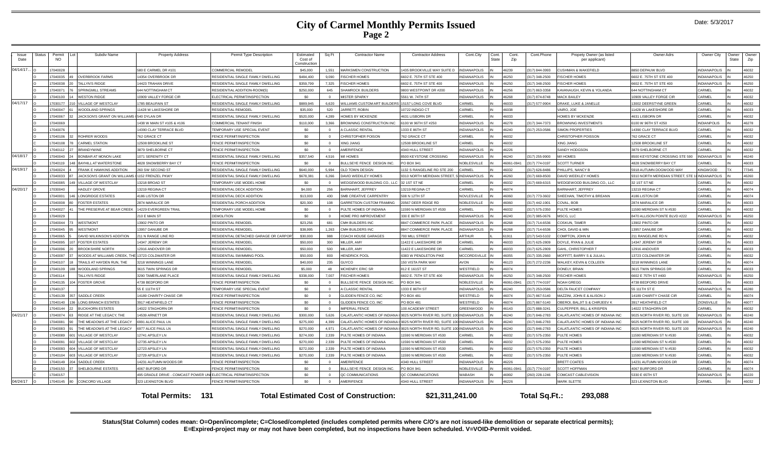# City of Carmel Monthly Permits Issued

## Page 2

Date: 5/3/2017

| Issue Date | Status | Permit NO | Lot | Subdiv Name | Property Address | Permit Type Description | Estimated Cost of Construction | Sq Ft | Contractor Name | Contractor Address | Cont.City | Cont. State | Cont. Zip | Cont.Phone | Propety Owner (as listed per applicant) | Owner Adrs | Owner City | Owner State | Owner Zip |
|---|---|---|---|---|---|---|---|---|---|---|---|---|---|---|---|---|---|---|---|
| 04/14/17... | O | 17040028 | | | 580 E CARMEL DR #101 | COMMERCIAL REMODEL | $45,000 | 1,551 | MARKSMEN CONSTRUCTION | 1435 BROOKVILLE WAY SUITE D | INDIANAPOLIS | IN | 46239 | (317) 844-3993 | CUSHMAN & WAKEFIELD | 8850 DEPAUW BLVD | INDIANAPOLIS | IN | 46032 |
| | O | 17040035 | 49 | OVERBROOK FARMS | 14354 OVERBROOK DR | RESIDENTIAL SINGLE FAMILY DWELLING | $484,400 | 9,090 | FISCHER HOMES | 6602 E. 75TH ST STE 400 | INDIANAPOLIS | IN | 46250 | (317) 348-2500 | FISCHER HOMES | 6602 E. 75TH ST STE 400 | INDIANAPOLIS | IN | 46250 |
| | O | 17040038 | 20 | TALLYN'S RIDGE | 14423 TRAHAN DRIVE | RESIDENTIAL SINGLE FAMILY DWELLING | $359,799 | 7,325 | FISCHER HOMES | 6602 E. 75TH ST STE 400 | INDIANAPOLIS | IN | 46250 | (317) 348-2500 | FISCHER HOMES | 6602 E. 75TH ST STE 400 | INDIANAPOLIS | IN | 46250 |
| | O | 17040071 | 76 | SPRINGMILL STREAMS | 644 NOTTINGHAM CT | RESIDENTIAL ADDITION-ROOM(S) | $250,000 | 645 | SHAMROCK BUILDERS | 9800 WESTPOINT DR #200 | INDIANAPOLIS | IN | 46256 | (317) 863-3358 | KAVANAUGH, KEVIN & YOLANDA | 644 NOTTINGHAM CT | CARMEL | IN | 46032 |
| | O | 17040100 | 14 | WESTON RIDGE | 10909 VALLEY FORGE CIR | ELECTRICAL PERMIT/INSPECTION | $0 | 0 | MISTER SPARKY | 5561 W. 74TH ST | INDIANAPOLIS | IN | 46268 | (317) 874-8748 | MACK BAILEY | 10909 VALLEY FORGE CIR | CARMEL | IN | 46032 |
| 04/17/17 | O | 17030177 | 210 | VILLAGE OF WESTCLAY | 1785 BEAUFAIN ST | RESIDENTIAL SINGLE FAMILY DWELLING | $889,945 | 6,620 | WILLIAMS CUSTOM ART BUILDERS | 15157 LONG COVE BLVD | CARMEL | IN | 46033 | (317) 577-9904 | DRAKE, LUKE & JANELLE | 13002 DEERSTYNE GREEN | CARMEL | IN | 46032 |
| | O | 17040047 | 61 | WOODLAND SPRINGS | 11428 W LAKESHORE DR | RESIDENTIAL REMODEL | $35,000 | 520 | JARRETT, ROBIN | 10722 INDIGO CT | CARMEL | IN | 46038 | | VAIRO, JOE | 11428 W LAKESHORE DR | CARMEL | IN | 46033 |
| | O | 17040067 | 32 | JACKSON'S GRANT ON WILLIAMS C | 540 DYLAN DR | RESIDENTIAL SINGLE FAMILY DWELLING | $520,000 | 4,289 | HOMES BY MCKENZIE | 4631 LISBORN DR | CARMEL | IN | 46033 | | HOMES BY MCKENZIE | 4631 LISBORN DR | CARMEL | IN | 46032 |
| | O | 17040069 | | | 1438 W MAIN ST #105 & #106 | COMMERCIAL TENANT FINISH | $110,000 | 3,366 | BROWNING CONSTRUCTION INC | 6100 W 96TH ST #250 | INDIANAPOLIS | IN | 46278 | (317) 344-7373 | BROWNING INVESTMENTS | 6100 W 96TH ST #250 | INDIANPOLIS | IN | 46278 |
| | O | 17040076 | | | 14390 CLAY TERRACE BLVD | TEMPORARY USE SPECIAL EVENT | $0 | 0 | A CLASSIC RENTAL | 1333 E 86TH ST | INDIANAPOLIS | IN | 46240 | (317) 253-0586 | SIMON PROPERTIES | 14390 CLAY TERRACE BLVD | CARMEL | IN | 46032 |
| | O | 17040106 | 32 | ROHRER WOODS | 762 GRACE CT | FENCE PERMIT/INSPECTION | $0 | 0 | CHRISTOPHER POISON | 762 GRACE CT | CARMEL | IN | 46032 | | CHRISTOPHER POISSON | 762 GRACE CT | CARMEL | IN | 46032 |
| | C | 17040108 | 78 | CARMEL STATION | 12508 BROOKLINE ST | FENCE PERMIT/INSPECTION | $0 | 0 | XING JIANG | 12508 BROOKLINE ST | CARMEL | IN | 46032 | | XING JIANG | 12508 BROOKLINE ST | CARMEL | IN | 46032 |
| | O | 17040112 | 27 | BRANDYWINE | 3879 SHELBORNE CT | FENCE PERMIT/INSPECTION | $0 | 0 | AMERIFENCE | 4340 HULL STREET | INDIANAPOLIS | IN | 46226 | | SANDY HODGSON | 3879 SHELBORNE CT | CARMEL | IN | 46032 |
| 04/18/17 | O | 17040040 | 24 | BONBAR AT MONON LAKE | 1071 SERENITY CT | RESIDENTIAL SINGLE FAMILY DWELLING | $357,540 | 4,516 | M/I HOMES | 8500 KEYSTONE CROSSING | INDIANAPOLIS | IN | 46240 | (317) 255-9900 | M/I HOMES | 8500 KEYSTONE CROSSING STE 590 | INDIANAPOLIS | IN | 46240 |
| | O | 17040119 | 148 | BAYHILL AT WATERSTONE | 4828 SNOWBERRY BAY CT | FENCE PERMIT/INSPECTION | $0 | 0 | BULLSEYE FENCE DESIGN INC. | PO BOX 941 | NOBLESVILLE | IN | 46061-0941 | (317) 774-0197 | SCOTT TURNER | 4828 SNOWBERRY BAY CT | CARMEL | IN | 46033 |
| 04/19/17 | O | 17040024 | 4 | FRANK E HAWKINS ADDITION | 260 SW SECOND ST | RESIDENTIAL SINGLE FAMILY DWELLING | $640,000 | 5,994 | OLD TOWN DESIGN | 1132 S RANGELINE RD STE 200 | CARMEL | IN | 46032 | (317) 626-8486 | PHILLIPS, NANCY B | 5918 AUTUMN DOGWOOD WAY | KINGWOOD | TX | 77345 |
| | O | 17040033 | 87 | JACKSON'S GRANT ON WILLIAMS C | 1152 FRENZEL PKWY | RESIDENTIAL SINGLE FAMILY DWELLING | $678,381 | 6,266 | DAVID WEEKLEY HOMES | 9310 NORTH MERIDIAN STREET, S | INDIANAPOLIS | IN | 46260 | (317) 669-8500 | DAVID WEEKLEY HOMES | 9310 NORTH MERIDIAN STREET, STE 1 | INDIANAPOLIS | IN | 46260 |
| | O | 17040085 | 149 | VILLAGE OF WESTCLAY | 13218 BROAD ST | TEMPORARY USE MODEL HOME | $0 | 0 | WEDGEWOOD BUILDING CO., LLC | 32 1ST ST NE | CARMEL | IN | 46032 | (317) 669-6315 | WEDGEWOOD BUILDING CO., LLC | 32 1ST ST NE | CARMEL | IN | 46032 |
| 04/20/17 | O | 17030040 | | HADLEY GROVE | 13219 REGINA CT | RESIDENTIAL DECK ADDITION | $4,000 | 256 | BARNHART, JEFFREY | 13219 REGINA CT | CARMEL | IN | 46074 | | BARNHART, JEFFREY | 13219 REGINA CT | CARMEL | IN | 46074 |
| | O | 17040001 | 146 | LONGRIDGE ESTATES | 4186 LISTON DR | RESIDENTIAL DECK ADDITION | $13,000 | 430 | SMB CREATIVE CARPENTRY | 508 N 12TH ST | NOVLESVILLE | IN | 46060 | (317) 773-3602 | SHEEHAN, TIMOTHY & BREANN | 4186 LISTON DR | CARMEL | IN | 46074 |
| | O | 17040008 | 80 | FOSTER ESTATES | 2874 MARALICE DR | RESIDENTIAL PORCH ADDITION | $20,300 | 108 | GARRETSON CUSTOM FRAMING | 20567 DEER RDIGE RD | NOBLESVILLE | IN | 46060 | (317) 442-1901 | COVAL, BOB | 2874 MARALICE DR | CARMEL | IN | 46033 |
| | O | 17040027 | 41 | THE PRESERVE AT BEAR CREEK | 14229 EVERGREEN TRAIL | TEMPORARY USE MODEL HOME | $0 | 0 | PULTE HOMES OF INDIANA | 11590 N MERIDIAN ST #530 | CARMEL | IN | 46032 | (317) 575-2350 | PULTE HOMES | 11590 MERIDIAN ST N #530 | CARMEL | IN | 46032 |
| | O | 17040029 | | | 210 E MAIN ST | DEMOLITION | $0 | 0 | HOME PRO IMPROVEMENT | 330 E 86TH ST | INDIANAPOLIS | IN | 46240 | (317) 985-0676 | MSCG, LLC | 8470 ALLISON POINTE BLVD #222 | INDIANAPOLIS | IN | 46250 |
| | O | 17040044 | 73 | WESTMONT | 13902 PINTO DR | RESIDENTIAL REMODEL | $23,256 | 681 | CMH BUILDERS INC | 8847 COMMERCE PARK PLACE | INDIANAPOLIS | IN | 46268 | (317) 714-6536 | COSKUN, TAMER | 13902 PINTO DR | CARMEL | IN | 46032 |
| | O | 17040045 | 95 | WESTMONT | 13957 DANUBE DR | RESIDENTIAL REMODEL | $38,995 | 1,263 | CMH BUILDERS INC | 8847 COMMERCE PARK PLACE | INDIANAPOLIS | IN | 46268 | (317) 714-6536 | CHOI, DAVID & MIN | 13957 DANUBE DR | CARMEL | IN | 46032 |
| | O | 17040065 | 5 | DAVID WILKINSON'S ADDITION | 211 N RANGE LINE RD | RESIDENTIAL DETACHED GARAGE OR CARPORT | $30,000 | 988 | COACH HOUSE GARAGES | 700 MILL STREET | ARTHUR | IL | 61911 | (217) 543-5102 | COMPTON, JOHN M | 211 RANGELINE RD N | CARMEL | IN | 46032 |
| | O | 17040095 | 107 | FOSTER ESTATES | 14347 JEREMY DR | RESIDENTIAL REMODEL | $50,000 | 300 | MILLER, AMY | 11422 E LAKESHORE DR | CARMEL | IN | 46033 | (317) 625-2809 | DOYLE, RYAN & JULIE | 14347 JEREMY DR | CARMEL | IN | 46033 |
| | O | 17040096 | 20 | BROOKSHIRE NORTH | 12916 ANDOVER DR | RESIDENTIAL REMODEL | $50,000 | 500 | MILLER, AMY | 11422 E LAKESHORE DR | CARMEL | IN | 46033 | (317) 625-2809 | GAHL, CHRISTOPHER T | 12916 ANDOVER | CARMEL | IN | 46033 |
| | O | 17040097 | 37 | WOODS AT WILLIAMS CREEK, THE | 13723 COLDWATER DR | RESIDENTIAL SWIMMING POOL | $50,000 | 800 | HENDRICK POOL | 6383 W PENDLETON PIKE | MCCORDSVILLE | IN | 46055 | (317) 335-2660 | MOFFITT, BARRY S & JULIA L | 13723 COLDWATER DR | CARMEL | IN | 46032 |
| | O | 17040107 | 18 | TRAILS AT HAYDEN RUN, THE | 3218 WINNINGS LANE | RESIDENTIAL REMODEL | $40,000 | 235 | GUYCO | 150 VISTA PARK WAY | AVON | IN | 46123 | (317) 272-2236 | WALKEY, KEVIN & COLLEEN | 3218 WINNINGS LANE | CARMEL | IN | 46074 |
| | O | 17040109 | 188 | WOODLAND SPRINGS | 3615 TWIN SPRINGS DR | RESIDENTIAL REMODEL | $5,000 | 48 | MCHENRY, ERIC SR | 812 E 161ST ST | WESTFIELD | IN | 46074 | | DONELY, BRIAN | 3615 TWIN SPRINGS DR | CARMEL | IN | 46033 |
| | O | 17040114 | | TALLYN'S RIDGE | 3290 TAMERLANE PLACE | RESIDENTIAL SINGLE FAMILY DWELLING | $338,000 | 7,007 | FISCHER HOMES | 6602 E. 75TH ST STE 400 | INDIANAPOLIS | IN | 46250 | (317) 348-2500 | FISCHER HOMES | 6602 E 75TH ST #400 | INDIANAPOLIS | IN | 46250 |
| | O | 17040135 | 104 | FOSTER GROVE | 4738 BEDFORD DR | FENCE PERMIT/INSPECTION | $0 | 0 | BULLSEYE FENCE DESIGN INC. | PO BOX 941 | NOBLESVILLE | IN | 46061-0941 | (317) 774-0197 | NOAH GREGG | 4738 BEDFORD DRIVE | CARMEL | IN | 46033 |
| | O | 17040137 | | | 55 E 111TH ST | TEMPORARY USE SPECIAL EVENT | $0 | 0 | A CLASSIC RENTAL | 1333 E 86TH ST | INDIANAPOLIS | IN | 46240 | (317) 253-0586 | DELTA FAUCET COMPANY | 55 111TH ST E | INDIANAPOLIS | IN | 46280 |
| | C | 17040139 | 357 | SADDLE CREEK | 14189 CHARITY CHASE CIR | FENCE PERMIT/INSPECTION | $0 | 0 | GLIDDEN FENCE CO, INC | PO BOX 481 | WESTFIELD | IN | 46074 | (317) 867-5140 | MAZZINI, JOHN E & ALISON J | 14189 CHARITY CHASE CIR | CARMEL | IN | 46074 |
| | O | 17040140 | 136 | LONG BRANCH ESTATES | 3917 HEATHFIELD CT | FENCE PERMIT/INSPECTION | $0 | 0 | GLIDDEN FENCE CO, INC | PO BOX 481 | WESTFIELD | IN | 46074 | (317) 867-5140 | OBEROI, BALJIT S & CHIRJEEV K | 3917 HEATHFIELD CT | ZIONSVILLE | IN | 46077 |
| | O | 17040144 | 22 | BUCKHORN ESTATES | 14022 STAGHORN DR | FENCE PERMIT/INSPECTION | $0 | 0 | IMPERIAL FENCE | 100 ACADEMY STREET | GREENWOOD | IN | 46143 | (317) 888-3241 | CULPEPPER, BILL & KRISPEN | 14022 STAGHORN DR | CARMEL | IN | 46032 |
| 04/21/17 | O | 17040074 | 63 | RIDGE AT THE LEGACY, THE | 14539 ARNETT DR | RESIDENTIAL SINGLE FAMILY DWELLING | $300,000 | 5,626 | CALATLANTIC HOMES OF INDIANA I | 9025 NORTH RIVER RD, SUITE 100 | INDIANAPOLIS | IN | 46240 | (317) 846-2783 | CALATLANTIC HOMES OF INDIANA INC | 9025 NORTH RIVER RD, SUITE 100 | INDIANAPOLIS | IN | 46240 |
| | O | 17040081 | 90 | THE MEADOWS AT THE LEGACY | 6991 ALICE PAUL LN | RESIDENTIAL SINGLE FAMILY DWELLING | $275,000 | 4,399 | CALATLANTIC HOMES OF INDIANA I | 9025 NORTH RIVER RD, SUITE 100 | INDIANAPOLIS | IN | 46240 | (317) 846-2783 | CALATLANTIC HOMES OF INDIANA INC | 9025 NORTH RIVER RD, SUITE 100 | INDIANAPOLIS | IN | 46240 |
| | O | 17040083 | 91 | THE MEADOWS AT THE LEGACY | 6977 ALICE PAUL LN | RESIDENTIAL SINGLE FAMILY DWELLING | $270,000 | 4,971 | CALATLANTIC HOMES OF INDIANA I | 9025 NORTH RIVER RD, SUITE 100 | INDIANAPOLIS | IN | 46240 | (317) 846-2783 | CALATLANTIC HOMES OF INDIANA INC | 9025 NORTH RIVER RD, SUITE 100 | INDIANAPOLIS | IN | 46240 |
| | O | 17040089 | 601 | VILLAGE OF WESTCLAY | 12741 APSLEY LN | RESIDENTIAL SINGLE FAMILY DWELLING | $274,000 | 2,339 | PULTE HOMES OF INDIANA | 11590 N MERIDIAN ST #530 | CARMEL | IN | 46032 | (317) 575-2350 | PULTE HOMES | 11590 MERIDIAN ST N #530 | CARMEL | IN | 46032 |
| | O | 17040091 | 602 | VILLAGE OF WESTCLAY | 12735 APSLEY LN | RESIDENTIAL SINGLE FAMILY DWELLING | $270,000 | 2,339 | PULTE HOMES OF INDIANA | 11590 N MERIDIAN ST #530 | CARMEL | IN | 46032 | (317) 575-2350 | PULTE HOMES | 11590 MERIDIAN ST N #530 | CARMEL | IN | 46032 |
| | O | 17040093 | 604 | VILLAGE OF WESTCLAY | 12723 APSLEY LN | RESIDENTIAL SINGLE FAMILY DWELLING | $272,000 | 2,339 | PULTE HOMES OF INDIANA | 11590 N MERIDIAN ST #530 | CARMEL | IN | 46032 | (317) 575-2350 | PULTE HOMES | 11590 MERIDIAN ST N #530 | CARMEL | IN | 46032 |
| | O | 17040104 | 603 | VILLAGE OF WESTCLAY | 12729 APSLEY LN | RESIDENTIAL SINGLE FAMILY DWELLING | $270,000 | 2,339 | PULTE HOMES OF INDIANA | 11590 N MERIDIAN ST #530 | CARMEL | IN | 46032 | (317) 575-2350 | PULTE HOMES | 11590 MERIDIAN ST N #530 | CARMEL | IN | 46032 |
| | O | 17040149 | 204 | SADDLE CREEK | 14231 AUTUMN WOODS DR | FENCE PERMIT/INSPECTION | $0 | 0 | AMERIFENCE | 4340 HULL STREET | INDIANAPOLIS | IN | 46226 | | BRETT COATES | 14231 AUTUMN WOODS DR | CARMEL | IN | 46074 |
| | O | 17040150 | 37 | SHELBOURNE ESTATES | 4067 BUFORD DR | FENCE PERMIT/INSPECTION | $0 | 0 | BULLSEYE FENCE DESIGN INC. | PO BOX 941 | NOBLESVILLE | IN | 46061-0941 | (317) 774-0197 | SCOTT HOFFMAN | 4067 BURFORD DR | CARMEL | IN | 46074 |
| | C | 17040157 | | | 495 GRADLE DRIVE - COMCAST POWER UNIT | ELECTRICAL PERMIT/INSPECTION | $0 | 0 | QC COMMUNICATIONS | QC COMMUNICATIONS | WABASH | IN | 46992 | (260) 228-1246 | COMCAST CABLEVISION | 5330 E 65TH ST | INDIANAPOLIS | IN | 46220 |
| 04/24/17 | O | 17040145 | 80 | CONCORD VILLAGE | 323 LEXINGTON BLVD | FENCE PERMIT/INSPECTION | $0 | 0 | AMERIFENCE | 4340 HULL STREET | INDIANAPOLIS | IN | 46226 | | MARK SLETTE | 323 LEXINGTON BLVD | CARMEL | IN | 46032 |

**Total Permits: 131** **Total Estimated Cost of Construction: $21,311,241.00** **Total Sq.Ft.: 293,088**

**Status(Stat Column) codes mean: O=Open/incomplete; C=Closed/completed (includes completed permits where C/O's are not issued-like demolition or separate electrical permits); E=Expired-project may or may not have been completed, but no inspections have been scheduled. V=VOID-Permit voided.**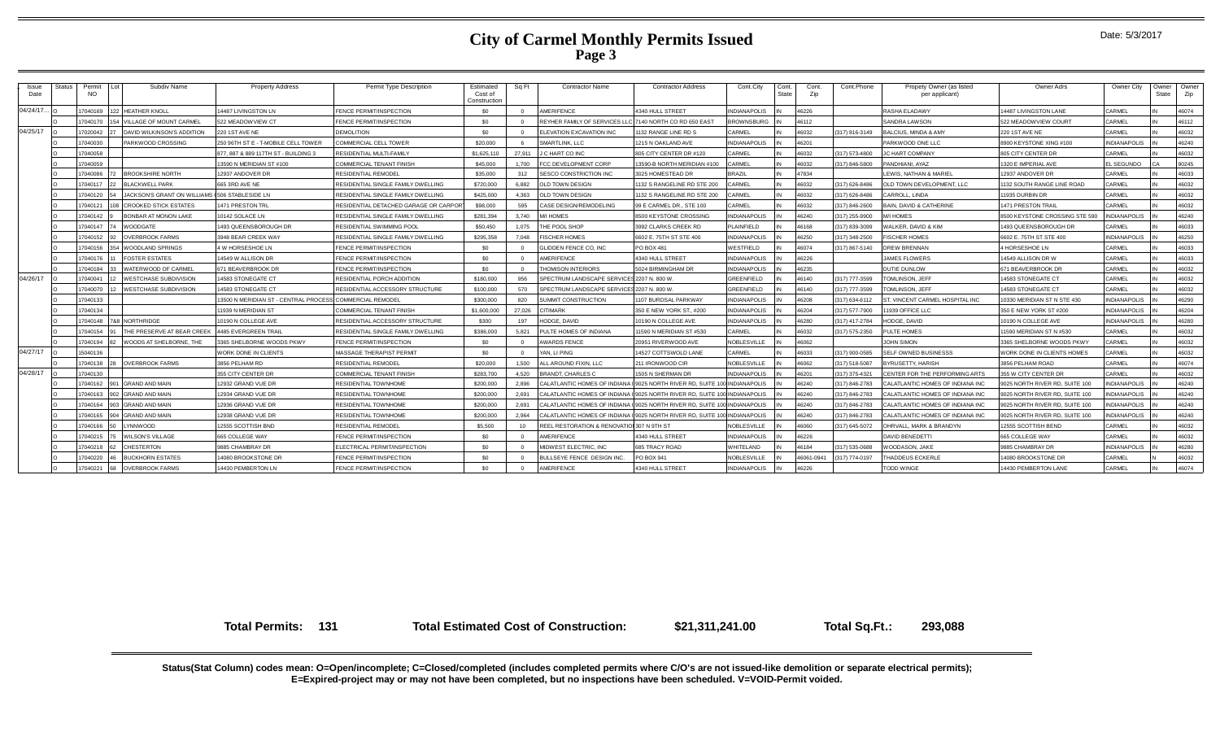# City of Carmel Monthly Permits Issued
## Page 3

Date: 5/3/2017

| Issue Date | Status | Permit NO | Lot | Subdiv Name | Property Address | Permit Type Description | Estimated Cost of Construction | Sq Ft | Contractor Name | Contractor Address | Cont.City | Cont. State | Cont. Zip | Cont.Phone | Propety Owner (as listed per applicant) | Owner Adrs | Owner City | Owner State | Owner Zip |
|---|---|---|---|---|---|---|---|---|---|---|---|---|---|---|---|---|---|---|---|
| 04/24/17... | O | 17040169 | 122 | HEATHER KNOLL | 14487 LIVINGSTON LN | FENCE PERMIT/INSPECTION | $0 | 0 | AMERIFENCE | 4340 HULL STREET | INDIANAPOLIS | IN | 46226 | | RASHA ELADAWY | 14487 LIVINGSTON LANE | CARMEL | IN | 46074 |
| | O | 17040170 | 154 | VILLAGE OF MOUNT CARMEL | 522 MEADOWVIEW CT | FENCE PERMIT/INSPECTION | $0 | 0 | REYHER FAMILY OF SERVICES LLC | 7140 NORTH CO RD 650 EAST | BROWNSBURG | IN | 46112 | | SANDRA LAWSON | 522 MEADOWVIEW COURT | CARMEL | IN | 46112 |
| 04/25/17 | O | 17020042 | 27 | DAVID WILKINSON'S ADDITION | 220 1ST AVE NE | DEMOLITION | $0 | 0 | ELEVATION EXCAVATION INC | 1132 RANGE LINE RD S | CARMEL | IN | 46032 | (317) 816-3149 | BALCIUS, MINDA & AMY | 220 1ST AVE NE | CARMEL | IN | 46032 |
| | O | 17040030 | | PARKWOOD CROSSING | 250 96TH ST E - T-MOBILE CELL TOWER | COMMERCIAL CELL TOWER | $20,000 | 6 | SMARTLINK, LLC | 1215 N OAKLAND AVE | INDIANAPOLIS | IN | 46201 | | PARKWOOD ONE LLC | 8900 KEYSTONE XING #100 | INDIANAPOLIS | IN | 46240 |
| | O | 17040058 | | | 877, 887 & 889 11TH ST - BUILDING 3 | RESIDENTIAL MULTI-FAMILY | $1,625,110 | 27,911 | J C HART CO INC | 805 CITY CENTER DR #120 | CARMEL | IN | 46032 | (317) 573-4800 | JC HART COMPANY | 805 CITY CENTER DR | CARMEL | IN | 46032 |
| | O | 17040059 | | | 13590 N MERIDIAN ST #100 | COMMERCIAL TENANT FINISH | $45,000 | 1,700 | FCC DEVELOPMENT CORP | 13590-B NORTH MERIDIAN #100 | CARMEL | IN | 46032 | (317) 846-5800 | PANDHIANI, AYAZ | 1320 E IMPERIAL AVE | EL SEGUNDO | CA | 90245 |
| | O | 17040086 | 72 | BROOKSHIRE NORTH | 12937 ANDOVER DR | RESIDENTIAL REMODEL | $35,000 | 312 | SESCO CONSTRICTION INC | 3025 HOMESTEAD DR | BRAZIL | IN | 47834 | | LEWIS, NATHAN & MARIEL | 12937 ANDOVER DR | CARMEL | IN | 46033 |
| | O | 17040117 | 22 | BLACKWELL PARK | 665 3RD AVE NE | RESIDENTIAL SINGLE FAMILY DWELLING | $720,000 | 6,882 | OLD TOWN DESIGN | 1132 S RANGELINE RD STE 200 | CARMEL | IN | 46032 | (317) 626-8486 | OLD TOWN DEVELOPMENT, LLC | 1132 SOUTH RANGE LINE ROAD | CARMEL | IN | 46032 |
| | O | 17040120 | 54 | JACKSON'S GRANT ON WILLIAMS | 506 STABLESIDE LN | RESIDENTIAL SINGLE FAMILY DWELLING | $425,000 | 4,363 | OLD TOWN DESIGN | 1132 S RANGELINE RD STE 200 | CARMEL | IN | 46032 | (317) 626-8486 | CARROLL, LINDA | 11935 DURBIN DR | CARMEL | IN | 46032 |
| | O | 17040121 | 108 | CROOKED STICK ESTATES | 1471 PRESTON TRL | RESIDENTIAL DETACHED GARAGE OR CARPORT | $98,000 | 595 | CASE DESIGN/REMODELING | 99 E CARMEL DR., STE 100 | CARMEL | IN | 46032 | (317) 846-2600 | BAIN, DAVID & CATHERINE | 1471 PRESTON TRAIL | CARMEL | IN | 46032 |
| | O | 17040142 | 9 | BONBAR AT MONON LAKE | 10142 SOLACE LN | RESIDENTIAL SINGLE FAMILY DWELLING | $281,394 | 3,740 | M/I HOMES | 8500 KEYSTONE CROSSING | INDIANAPOLIS | IN | 46240 | (317) 255-9900 | M/I HOMES | 8500 KEYSTONE CROSSING STE 590 | INDIANAPOLIS | IN | 46240 |
| | O | 17040147 | 74 | WOODGATE | 1493 QUEENSBOROUGH DR | RESIDENTIAL SWIMMING POOL | $50,450 | 1,075 | THE POOL SHOP | 3992 CLARKS CREEK RD | PLAINFIELD | IN | 46168 | (317) 839-3099 | WALKER, DAVID & KIM | 1493 QUEENSBOROUGH DR | CARMEL | IN | 46033 |
| | O | 17040152 | 92 | OVERBROOK FARMS | 3948 BEAR CREEK WAY | RESIDENTIAL SINGLE FAMILY DWELLING | $295,358 | 7,048 | FISCHER HOMES | 6602 E. 75TH ST STE 400 | INDIANAPOLIS | IN | 46250 | (317) 348-2500 | FISCHER HOMES | 6602 E. 75TH ST STE 400 | INDIANAPOLIS | IN | 46250 |
| | O | 17040156 | 354 | WOODLAND SPRINGS | 4 W HORSESHOE LN | FENCE PERMIT/INSPECTION | $0 | 0 | GLIDDEN FENCE CO, INC | PO BOX 481 | WESTFIELD | IN | 46074 | (317) 867-5140 | DREW BRENNAN | 4 HORSESHOE LN | CARMEL | IN | 46033 |
| | O | 17040176 | 11 | FOSTER ESTATES | 14549 W ALLISON DR | FENCE PERMIT/INSPECTION | $0 | 0 | AMERIFENCE | 4340 HULL STREET | INDIANAPOLIS | IN | 46226 | | JAMES FLOWERS | 14549 ALLISON DR W | CARMEL | IN | 46033 |
| | O | 17040184 | 33 | WATERWOOD OF CARMEL | 671 BEAVERBROOK DR | FENCE PERMIT/INSPECTION | $0 | 0 | THOMISON INTERIORS | 5024 BIRMINGHAM DR | INDIANAPOLIS | IN | 46235 | | DUTIE DUNLOW | 671 BEAVERBROOK DR | CARMEL | IN | 46032 |
| 04/26/17 | O | 17040041 | 12 | WESTCHASE SUBDIVISION | 14583 STONEGATE CT | RESIDENTIAL PORCH ADDITION | $180,000 | 956 | SPECTRUM LANDSCAPE SERVICES | 2207 N. 800 W. | GREENFIELD | IN | 46140 | (317) 777-3599 | TOMLINSON, JEFF | 14583 STONEGATE CT | CARMEL | IN | 46032 |
| | O | 17040070 | 12 | WESTCHASE SUBDIVISION | 14583 STONEGATE CT | RESIDENTIAL ACCESSORY STRUCTURE | $100,000 | 570 | SPECTRUM LANDSCAPE SERVICES | 2207 N. 800 W. | GREENFIELD | IN | 46140 | (317) 777-3599 | TOMLINSON, JEFF | 14583 STONEGATE CT | CARMEL | IN | 46032 |
| | O | 17040133 | | | 13500 N MERIDIAN ST - CENTRAL PROCESS | COMMERCIAL REMODEL | $300,000 | 820 | SUMMIT CONSTRUCTION | 1107 BURDSAL PARKWAY | INDIANAPOLIS | IN | 46208 | (317) 634-6112 | ST. VINCENT CARMEL HOSPITAL INC | 10330 MERIDIAN ST N STE 430 | INDIANAPOLIS | IN | 46290 |
| | O | 17040134 | | | 11939 N MERIDIAN ST | COMMERCIAL TENANT FINISH | $1,600,000 | 27,026 | CITIMARK | 350 E NEW YORK ST., #200 | INDIANAPOLIS | IN | 46204 | (317) 577-7900 | 11939 OFFICE LLC | 350 E NEW YORK ST #200 | INDIANAPOLIS | IN | 46204 |
| | O | 17040148 | 7&8 | NORTHRIDGE | 10190 N COLLEGE AVE | RESIDENTIAL ACCESSORY STRUCTURE | $300 | 197 | HODGE, DAVID | 10190 N COLLEGE AVE | INDIANAPOLIS | IN | 46280 | (317) 417-2784 | HODGE, DAVID | 10190 N COLLEGE AVE | INDIANAPOLIS | IN | 46280 |
| | O | 17040154 | 91 | THE PRESERVE AT BEAR CREEK | 4485 EVERGREEN TRAIL | RESIDENTIAL SINGLE FAMILY DWELLING | $386,000 | 5,821 | PULTE HOMES OF INDIANA | 11590 N MERIDIAN ST #530 | CARMEL | IN | 46032 | (317) 575-2350 | PULTE HOMES | 11590 MERIDIAN ST N #530 | CARMEL | IN | 46032 |
| | O | 17040194 | 82 | WOODS AT SHELBORNE, THE | 3365 SHELBORNE WOODS PKWY | FENCE PERMIT/INSPECTION | $0 | 0 | AWARDS FENCE | 20951 RIVERWOOD AVE | NOBLESVILLE | IN | 46062 | | JOHN SIMON | 3365 SHELBORNE WOODS PKWY | CARMEL | IN | 46032 |
| 04/27/17 | O | 15040136 | | | WORK DONE IN CLIENTS | MASSAGE THERAPIST PERMIT | $0 | 0 | YAN, LI PING | 14527 COTTSWOLD LANE | CARMEL | IN | 46033 | (317) 900-0585 | SELF OWNED BUSINESSS | WORK DONE IN CLIENTS HOMES | CARMEL | IN | 46032 |
| | O | 17040138 | 28 | OVERBROOK FARMS | 3856 PELHAM RD | RESIDENTIAL REMODEL | $20,000 | 1,500 | ALL AROUND FIXIN, LLC | 211 IRONWOOD CIR | NOBLESVILLE | IN | 46062 | (317) 518-5087 | BYRUSETTY, HARISH | 3856 PELHAM ROAD | CARMEL | IN | 46074 |
| 04/28/17 | O | 17040130 | | | 355 CITY CENTER DR | COMMERCIAL TENANT FINISH | $283,700 | 4,520 | BRANDT, CHARLES C | 1505 N SHERMAN DR | INDIANAPOLIS | IN | 46201 | (317) 375-4321 | CENTER FOR THE PERFORMING ARTS | 355 W CITY CENTER DR | CARMEL | IN | 46032 |
| | O | 17040162 | 901 | GRAND AND MAIN | 12932 GRAND VUE DR | RESIDENTIAL TOWNHOME | $200,000 | 2,896 | CALATLANTIC HOMES OF INDIANA I | 9025 NORTH RIVER RD, SUITE 100 | INDIANAPOLIS | IN | 46240 | (317) 846-2783 | CALATLANTIC HOMES OF INDIANA INC | 9025 NORTH RIVER RD, SUITE 100 | INDIANAPOLIS | IN | 46240 |
| | O | 17040163 | 902 | GRAND AND MAIN | 12934 GRAND VUE DR | RESIDENTIAL TOWNHOME | $200,000 | 2,691 | CALATLANTIC HOMES OF INDIANA I | 9025 NORTH RIVER RD, SUITE 100 | INDIANAPOLIS | IN | 46240 | (317) 846-2783 | CALATLANTIC HOMES OF INDIANA INC | 9025 NORTH RIVER RD, SUITE 100 | INDIANAPOLIS | IN | 46240 |
| | O | 17040164 | 903 | GRAND AND MAIN | 12936 GRAND VUE DR | RESIDENTIAL TOWNHOME | $200,000 | 2,691 | CALATLANTIC HOMES OF INDIANA I | 9025 NORTH RIVER RD, SUITE 100 | INDIANAPOLIS | IN | 46240 | (317) 846-2783 | CALATLANTIC HOMES OF INDIANA INC | 9025 NORTH RIVER RD, SUITE 100 | INDIANAPOLIS | IN | 46240 |
| | O | 17040165 | 904 | GRAND AND MAIN | 12938 GRAND VUE DR | RESIDENTIAL TOWNHOME | $200,000 | 2,964 | CALATLANTIC HOMES OF INDIANA I | 9025 NORTH RIVER RD, SUITE 100 | INDIANAPOLIS | IN | 46240 | (317) 846-2783 | CALATLANTIC HOMES OF INDIANA INC | 9025 NORTH RIVER RD, SUITE 100 | INDIANAPOLIS | IN | 46240 |
| | O | 17040166 | 50 | LYNNWOOD | 12555 SCOTTISH BND | RESIDENTIAL REMODEL | $5,500 | 10 | REEL RESTORATION & RENOVATIO | 307 N 9TH ST | NOBLESVILLE | IN | 46060 | (317) 645-5072 | OHRVALL, MARK & BRANDYN | 12555 SCOTTISH BEND | CARMEL | IN | 46032 |
| | O | 17040215 | 75 | WILSON'S VILLAGE | 665 COLLEGE WAY | FENCE PERMIT/INSPECTION | $0 | 0 | AMERIFENCE | 4340 HULL STREET | INDIANAPOLIS | IN | 46226 | | DAVID BENEDETTI | 665 COLLEGE WAY | CARMEL | IN | 46032 |
| | O | 17040218 | 62 | CHESTERTON | 9885 CHAMBRAY DR | ELECTRICAL PERMIT/INSPECTION | $0 | 0 | MIDWEST ELECTRIC, INC | 685 TRACY ROAD | WHITELAND | IN | 46184 | (317) 535-0688 | WOODASON, JAKE | 9885 CHAMBRAY DR | INDIANAPOLIS | IN | 46280 |
| | O | 17040220 | 46 | BUCKHORN ESTATES | 14080 BROOKSTONE DR | FENCE PERMIT/INSPECTION | $0 | 0 | BULLSEYE FENCE DESIGN INC. | PO BOX 941 | NOBLESVILLE | IN | 46061-0941 | (317) 774-0197 | THADDEUS ECKERLE | 14080 BROOKSTONE DR | CARMEL | IN | 46032 |
| | O | 17040221 | 68 | OVERBROOK FARMS | 14430 PEMBERTON LN | FENCE PERMIT/INSPECTION | $0 | 0 | AMERIFENCE | 4340 HULL STREET | INDIANAPOLIS | IN | 46226 | | TODD WINGE | 14430 PEMBERTON LANE | CARMEL | IN | 46074 |

**Total Permits: 131** **Total Estimated Cost of Construction: $21,311,241.00** **Total Sq.Ft.: 293,088**

**Status(Stat Column) codes mean: O=Open/incomplete; C=Closed/completed (includes completed permits where C/O's are not issued-like demolition or separate electrical permits); E=Expired-project may or may not have been completed, but no inspections have been scheduled. V=VOID-Permit voided.**